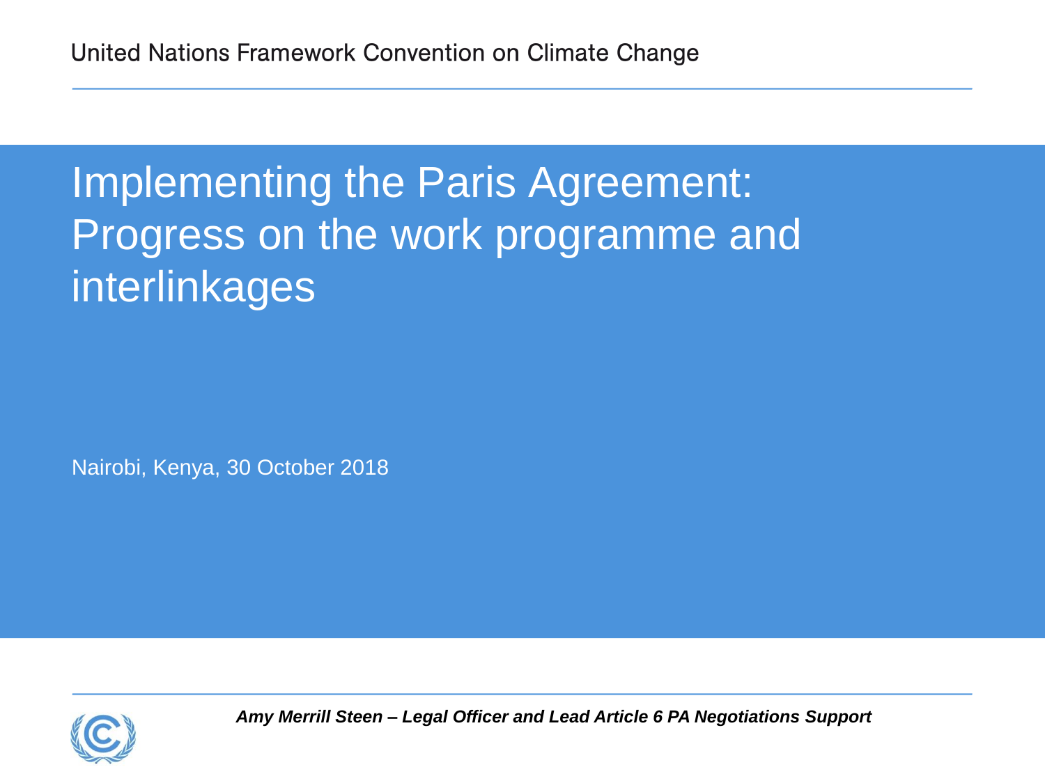United Nations Framework Convention on Climate Change

# Implementing the Paris Agreement: Progress on the work programme and interlinkages

Nairobi, Kenya, 30 October 2018

***Amy Merrill Steen – Legal Officer and Lead Article 6 PA Negotiations Support***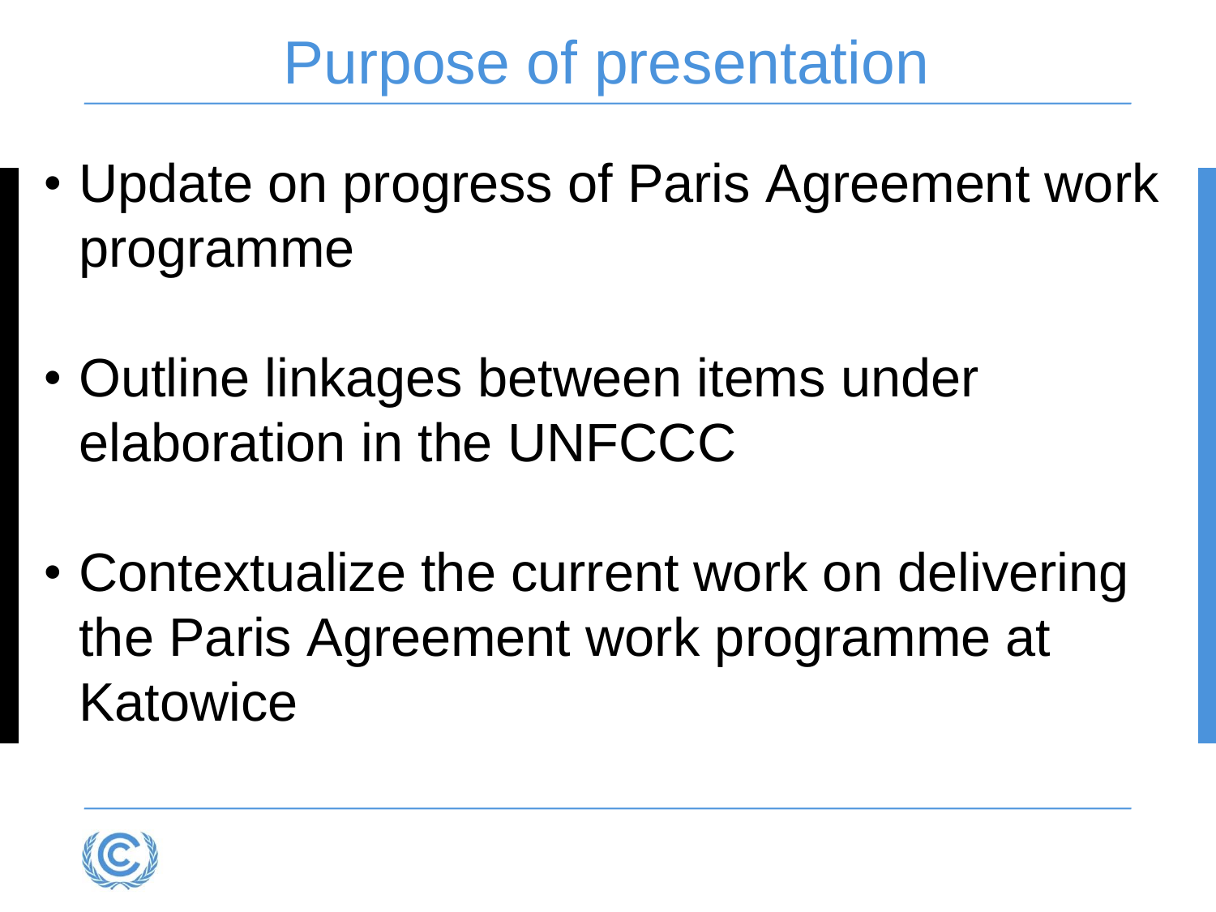# Purpose of presentation

- Update on progress of Paris Agreement work programme
- Outline linkages between items under elaboration in the UNFCCC
- Contextualize the current work on delivering the Paris Agreement work programme at Katowice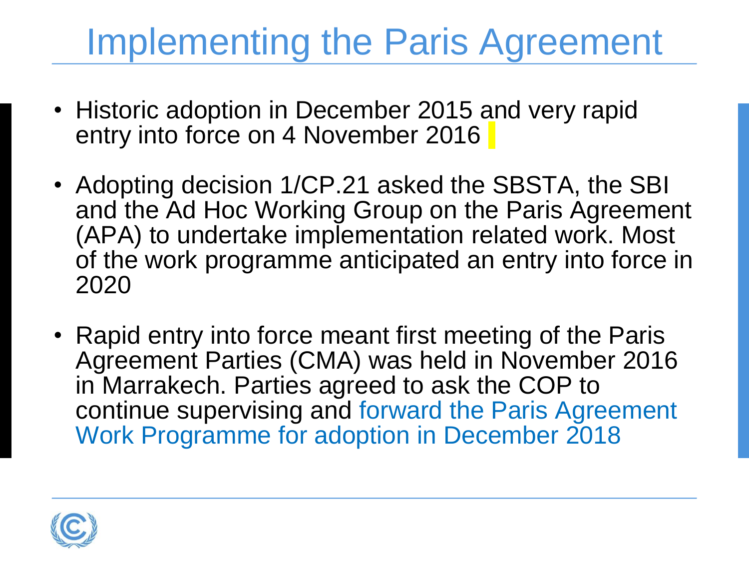# Implementing the Paris Agreement

- Historic adoption in December 2015 and very rapid entry into force on 4 November 2016
- Adopting decision 1/CP.21 asked the SBSTA, the SBI and the Ad Hoc Working Group on the Paris Agreement (APA) to undertake implementation related work. Most of the work programme anticipated an entry into force in 2020
- Rapid entry into force meant first meeting of the Paris Agreement Parties (CMA) was held in November 2016 in Marrakech. Parties agreed to ask the COP to continue supervising and forward the Paris Agreement Work Programme for adoption in December 2018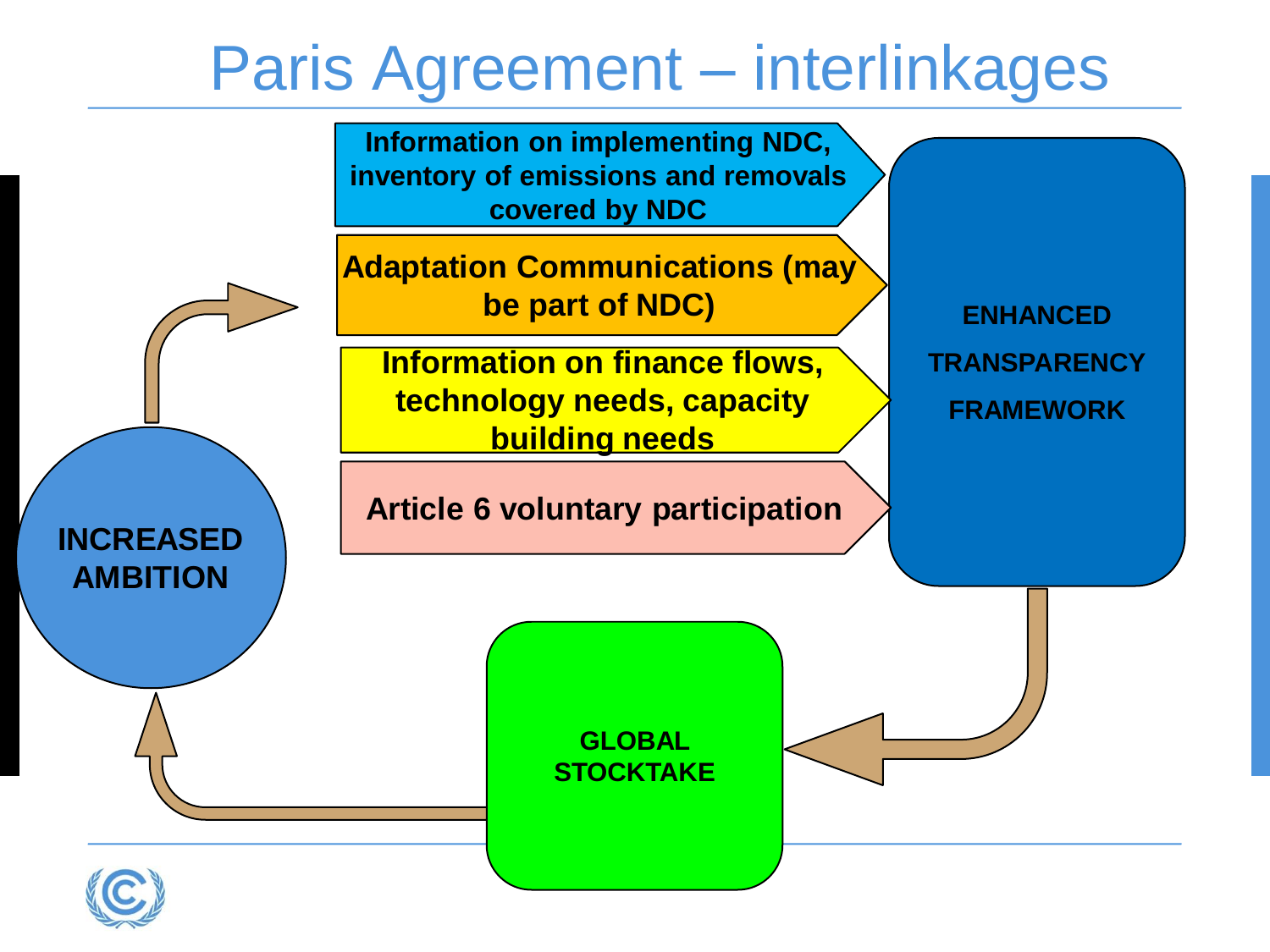# Paris Agreement – interlinkages

Information on implementing NDC, inventory of emissions and removals covered by NDC

Adaptation Communications (may be part of NDC)

Information on finance flows, technology needs, capacity building needs

Article 6 voluntary participation

ENHANCED TRANSPARENCY FRAMEWORK

GLOBAL STOCKTAKE

INCREASED AMBITION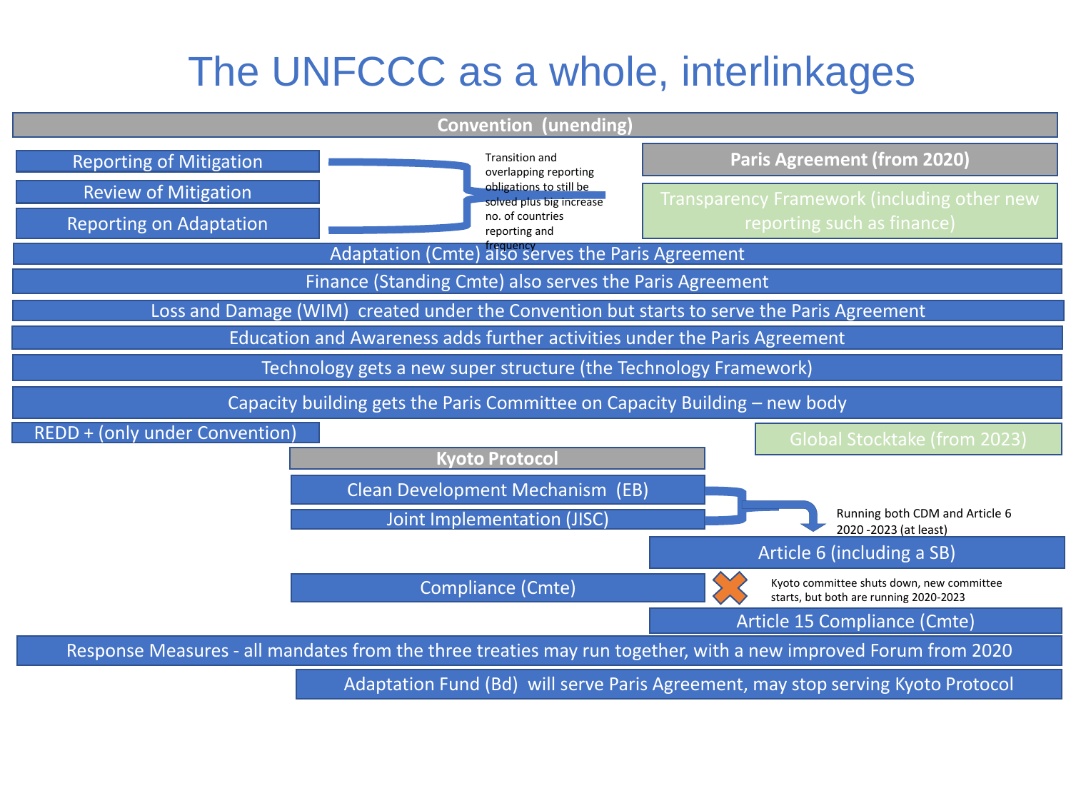# The UNFCCC as a whole, interlinkages

**Convention (unending)**

- Reporting of Mitigation
- Review of Mitigation
- Reporting on Adaptation

Transition and overlapping reporting obligations to still be solved plus big increase no. of countries reporting and frequency

**Paris Agreement (from 2020)**

- Transparency Framework (including other new reporting such as finance)

Adaptation (Cmte) also serves the Paris Agreement

Finance (Standing Cmte) also serves the Paris Agreement

Loss and Damage (WIM) created under the Convention but starts to serve the Paris Agreement

Education and Awareness adds further activities under the Paris Agreement

Technology gets a new super structure (the Technology Framework)

Capacity building gets the Paris Committee on Capacity Building – new body

REDD + (only under Convention)

Global Stocktake (from 2023)

**Kyoto Protocol**

- Clean Development Mechanism (EB)
- Joint Implementation (JISC)

Running both CDM and Article 6 2020 -2023 (at least)

Article 6 (including a SB)

Compliance (Cmte)

Kyoto committee shuts down, new committee starts, but both are running 2020-2023

Article 15 Compliance (Cmte)

Response Measures - all mandates from the three treaties may run together, with a new improved Forum from 2020

Adaptation Fund (Bd) will serve Paris Agreement, may stop serving Kyoto Protocol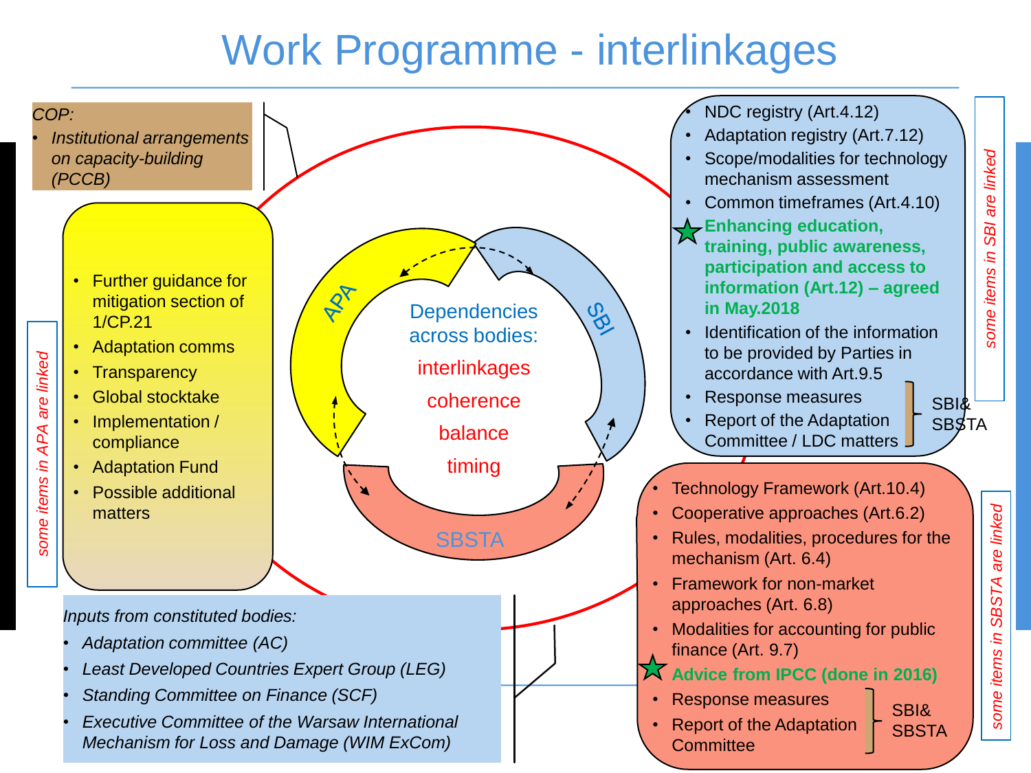# Work Programme - interlinkages

*COP:*

- *Institutional arrangements on capacity-building (PCCB)*

- Further guidance for mitigation section of 1/CP.21
- Adaptation comms
- Transparency
- Global stocktake
- Implementation / compliance
- Adaptation Fund
- Possible additional matters

*some items in APA are linked*

APA

SBI

SBSTA

Dependencies across bodies:

interlinkages

coherence

balance

timing

- NDC registry (Art.4.12)
- Adaptation registry (Art.7.12)
- Scope/modalities for technology mechanism assessment
- Common timeframes (Art.4.10)
- **Enhancing education, training, public awareness, participation and access to information (Art.12) – agreed in May.2018**
- Identification of the information to be provided by Parties in accordance with Art.9.5
- Response measures
- Report of the Adaptation Committee / LDC matters

SBI& SBSTA

*some items in SBI are linked*

- Technology Framework (Art.10.4)
- Cooperative approaches (Art.6.2)
- Rules, modalities, procedures for the mechanism (Art. 6.4)
- Framework for non-market approaches (Art. 6.8)
- Modalities for accounting for public finance (Art. 9.7)
- **Advice from IPCC (done in 2016)**
- Response measures
- Report of the Adaptation Committee

SBI& SBSTA

*some items in SBSTA are linked*

*Inputs from constituted bodies:*

- *Adaptation committee (AC)*
- *Least Developed Countries Expert Group (LEG)*
- *Standing Committee on Finance (SCF)*
- *Executive Committee of the Warsaw International Mechanism for Loss and Damage (WIM ExCom)*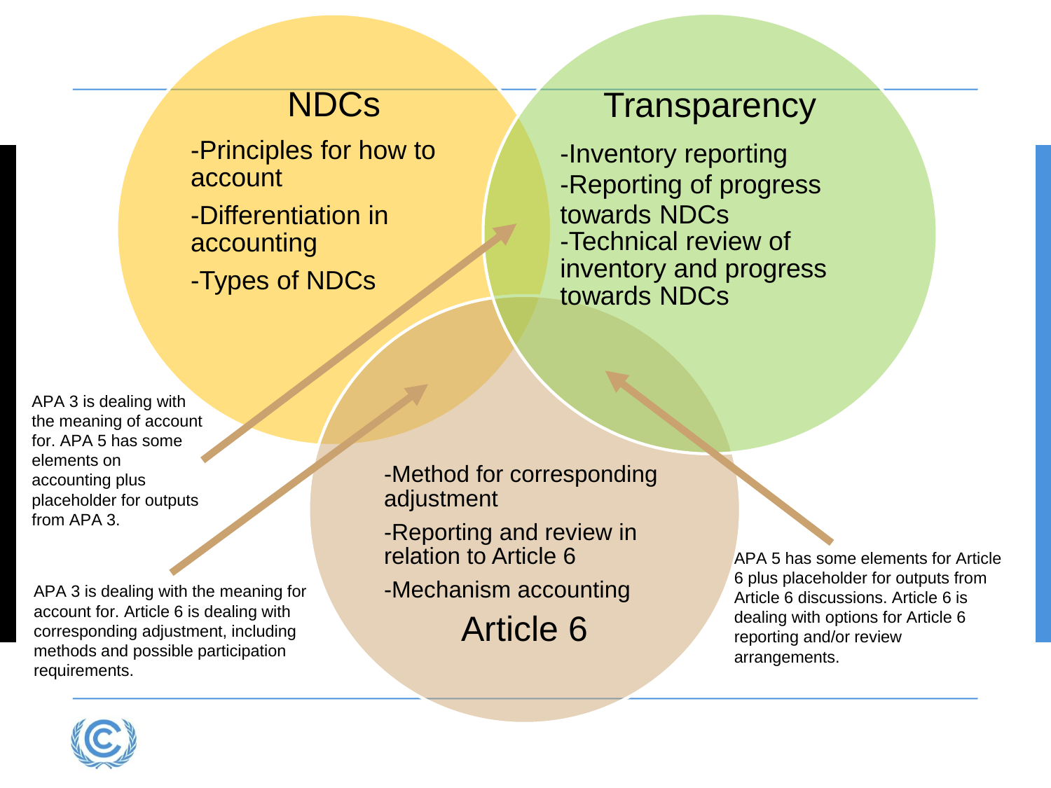NDCs

-Principles for how to account

-Differentiation in accounting

-Types of NDCs

Transparency

-Inventory reporting
-Reporting of progress towards NDCs
-Technical review of inventory and progress towards NDCs

-Method for corresponding adjustment

-Reporting and review in relation to Article 6

-Mechanism accounting

Article 6

APA 3 is dealing with the meaning of account for. APA 5 has some elements on accounting plus placeholder for outputs from APA 3.

APA 3 is dealing with the meaning for account for. Article 6 is dealing with corresponding adjustment, including methods and possible participation requirements.

APA 5 has some elements for Article 6 plus placeholder for outputs from Article 6 discussions. Article 6 is dealing with options for Article 6 reporting and/or review arrangements.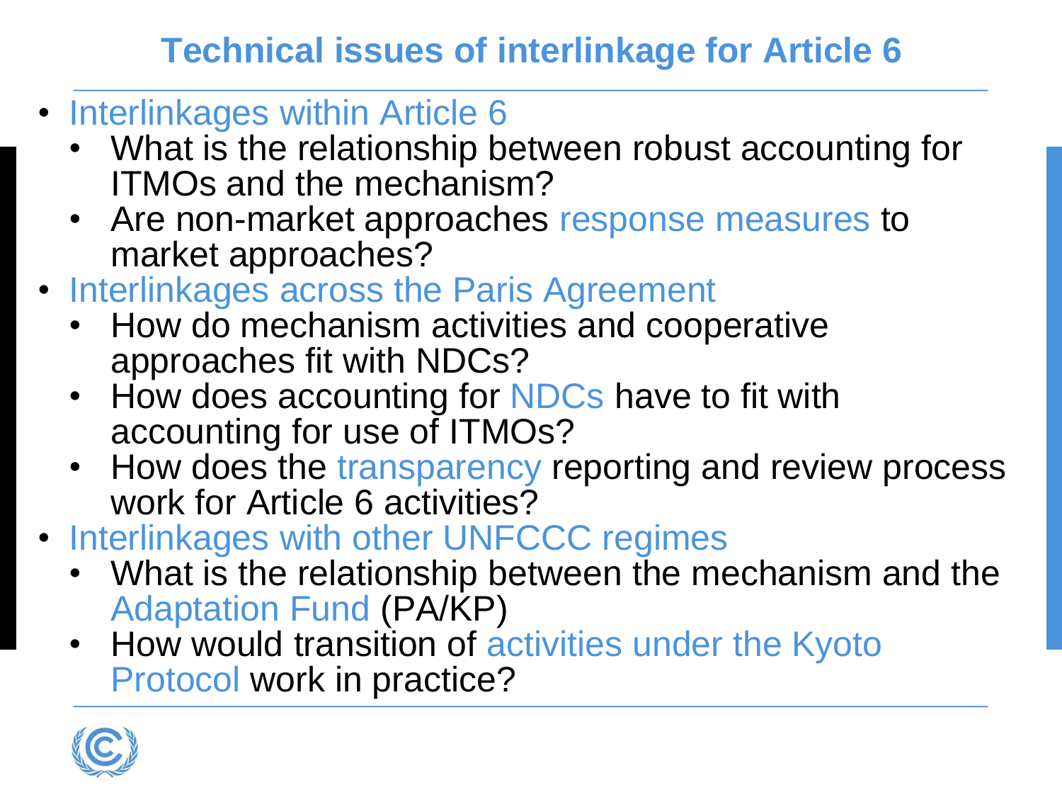# Technical issues of interlinkage for Article 6

- Interlinkages within Article 6
  - What is the relationship between robust accounting for ITMOs and the mechanism?
  - Are non-market approaches response measures to market approaches?
- Interlinkages across the Paris Agreement
  - How do mechanism activities and cooperative approaches fit with NDCs?
  - How does accounting for NDCs have to fit with accounting for use of ITMOs?
  - How does the transparency reporting and review process work for Article 6 activities?
- Interlinkages with other UNFCCC regimes
  - What is the relationship between the mechanism and the Adaptation Fund (PA/KP)
  - How would transition of activities under the Kyoto Protocol work in practice?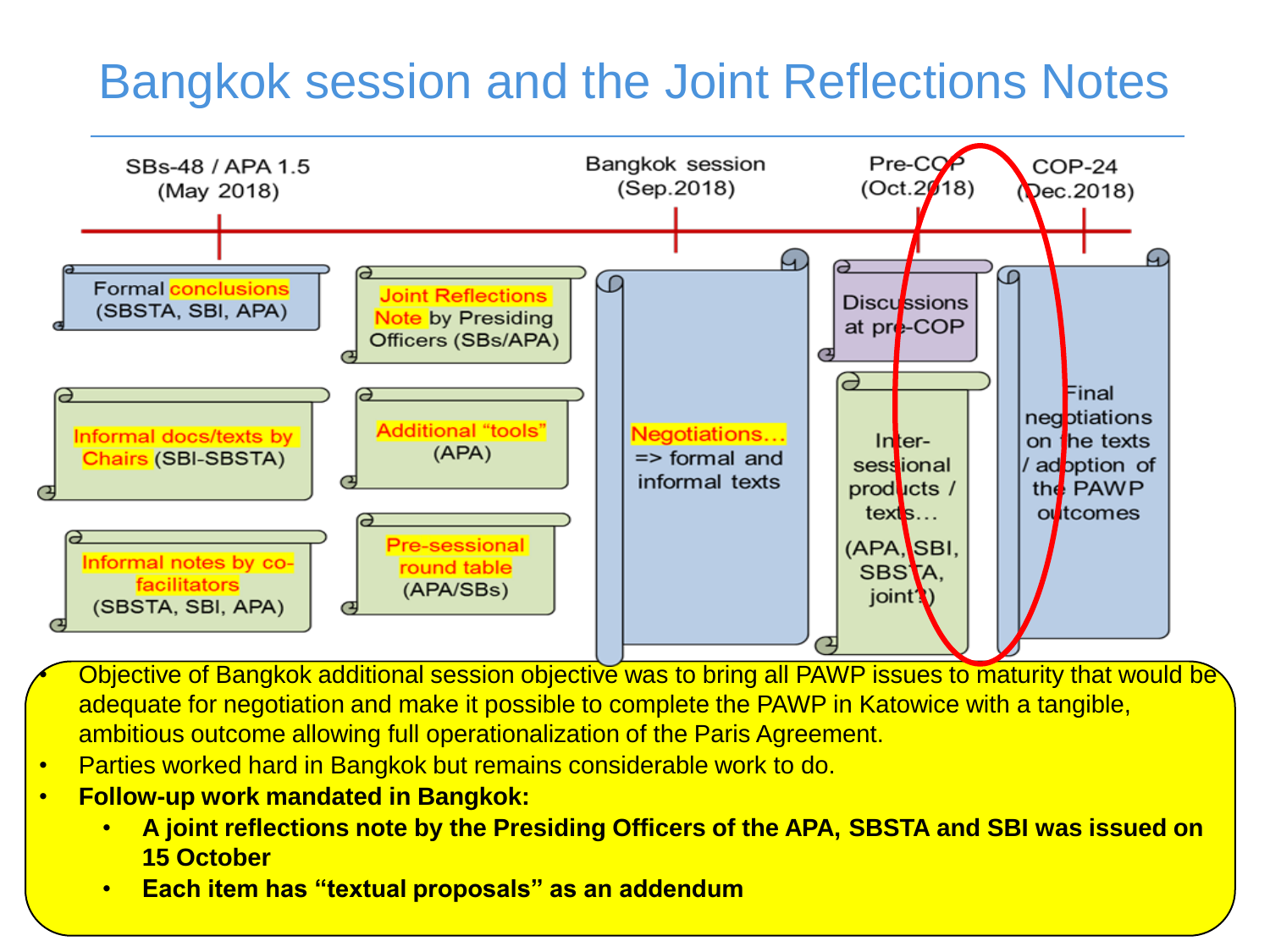# Bangkok session and the Joint Reflections Notes

| SBs-48 / APA 1.5 (May 2018) | | Bangkok session (Sep.2018) | Pre-COP (Oct.2018) | COP-24 (Dec.2018) |
|---|---|---|---|---|
| Formal conclusions (SBSTA, SBI, APA) | Joint Reflections Note by Presiding Officers (SBs/APA) | Negotiations… => formal and informal texts | Discussions at pre-COP | Final negotiations on the texts / adoption of the PAWP outcomes |
| Informal docs/texts by Chairs (SBI-SBSTA) | Additional "tools" (APA) | | Inter-sessional products / texts… (APA, SBI, SBSTA, joint?) | |
| Informal notes by co-facilitators (SBSTA, SBI, APA) | Pre-sessional round table (APA/SBs) | | | |

- Objective of Bangkok additional session objective was to bring all PAWP issues to maturity that would be adequate for negotiation and make it possible to complete the PAWP in Katowice with a tangible, ambitious outcome allowing full operationalization of the Paris Agreement.
- Parties worked hard in Bangkok but remains considerable work to do.
- **Follow-up work mandated in Bangkok:**
  - **A joint reflections note by the Presiding Officers of the APA, SBSTA and SBI was issued on 15 October**
  - **Each item has "textual proposals" as an addendum**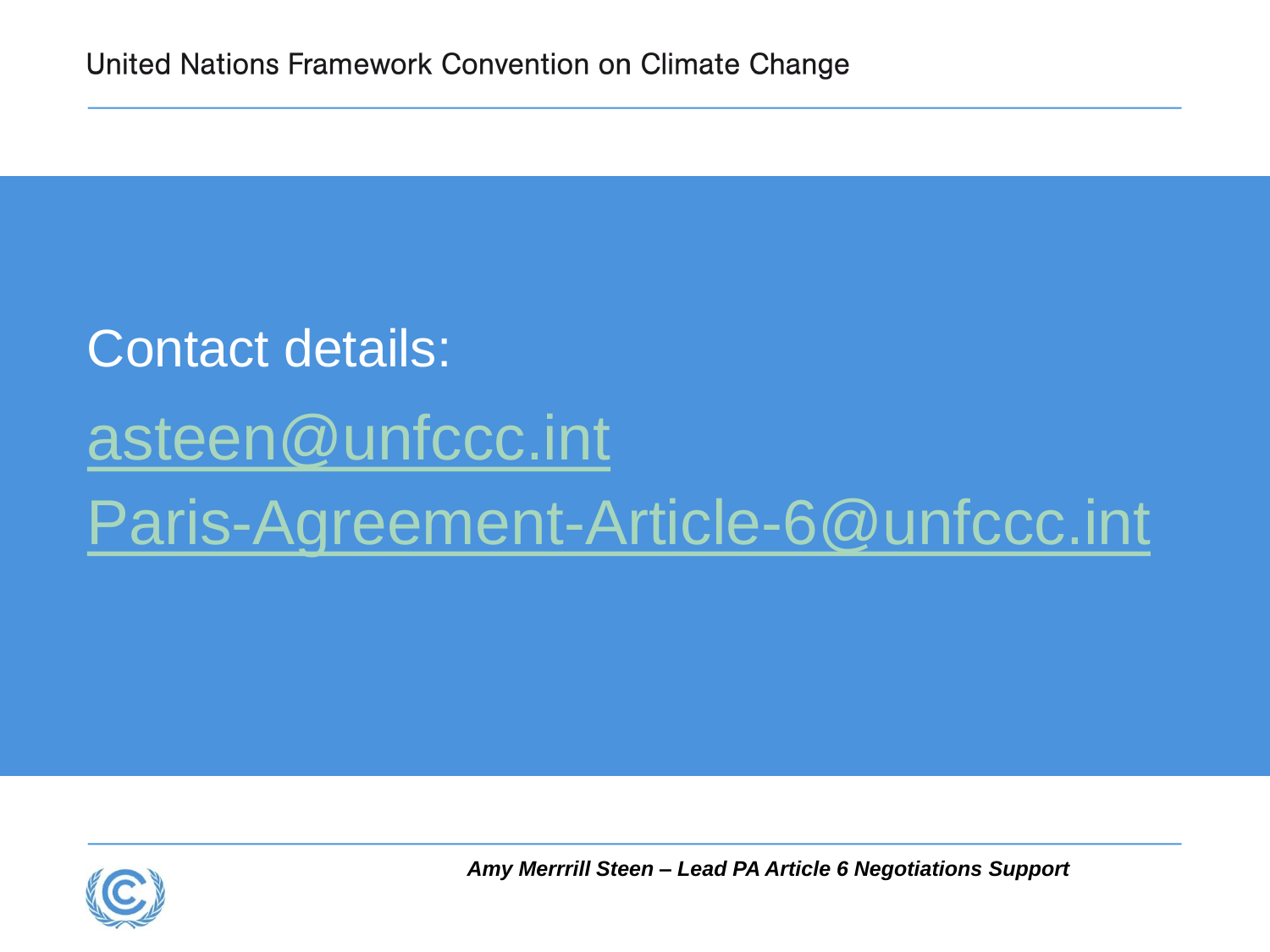Contact details:

asteen@unfccc.int

Paris-Agreement-Article-6@unfccc.int

*Amy Merrrill Steen – Lead PA Article 6 Negotiations Support*